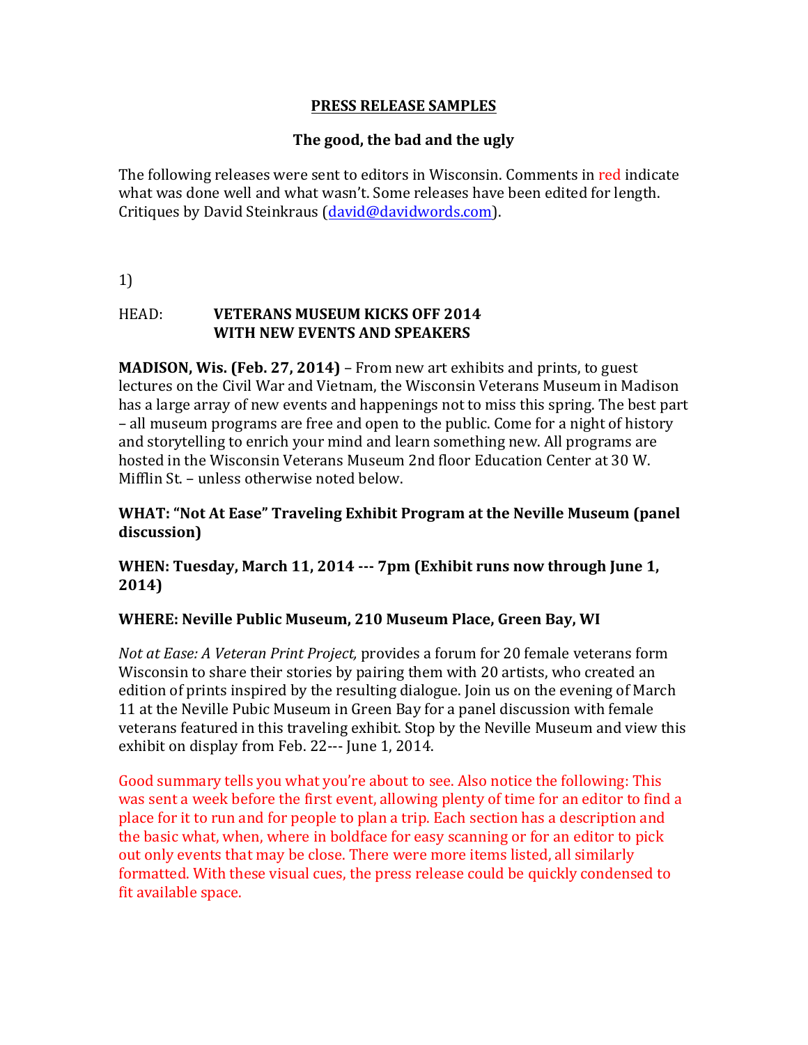# PRESS RELEASE SAMPLES

## The good, the bad and the ugly

The following releases were sent to editors in Wisconsin. Comments in red indicate what was done well and what wasn't. Some releases have been edited for length. Critiques by David Steinkraus (david@davidwords.com).

1)

HEAD: **VETERANS MUSEUM KICKS OFF 2014 WITH NEW EVENTS AND SPEAKERS**

**MADISON, Wis. (Feb. 27, 2014)** – From new art exhibits and prints, to guest lectures on the Civil War and Vietnam, the Wisconsin Veterans Museum in Madison has a large array of new events and happenings not to miss this spring. The best part – all museum programs are free and open to the public. Come for a night of history and storytelling to enrich your mind and learn something new. All programs are hosted in the Wisconsin Veterans Museum 2nd floor Education Center at 30 W. Mifflin St. – unless otherwise noted below.

**WHAT: "Not At Ease" Traveling Exhibit Program at the Neville Museum (panel discussion)**

**WHEN: Tuesday, March 11, 2014 --- 7pm (Exhibit runs now through June 1, 2014)**

**WHERE: Neville Public Museum, 210 Museum Place, Green Bay, WI**

*Not at Ease: A Veteran Print Project,* provides a forum for 20 female veterans form Wisconsin to share their stories by pairing them with 20 artists, who created an edition of prints inspired by the resulting dialogue. Join us on the evening of March 11 at the Neville Pubic Museum in Green Bay for a panel discussion with female veterans featured in this traveling exhibit. Stop by the Neville Museum and view this exhibit on display from Feb. 22--- June 1, 2014.

Good summary tells you what you're about to see. Also notice the following: This was sent a week before the first event, allowing plenty of time for an editor to find a place for it to run and for people to plan a trip. Each section has a description and the basic what, when, where in boldface for easy scanning or for an editor to pick out only events that may be close. There were more items listed, all similarly formatted. With these visual cues, the press release could be quickly condensed to fit available space.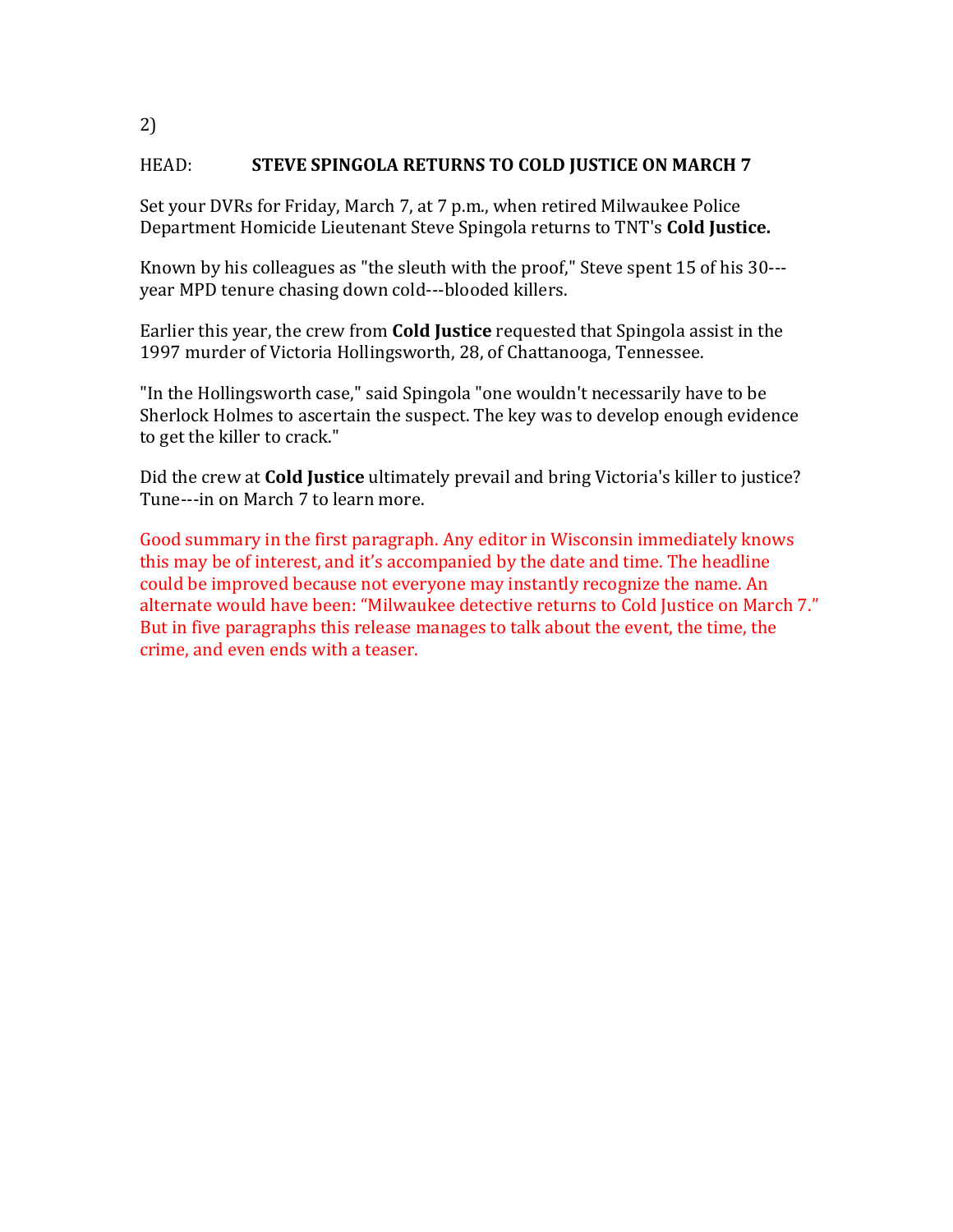2)

HEAD: **STEVE SPINGOLA RETURNS TO COLD JUSTICE ON MARCH 7**

Set your DVRs for Friday, March 7, at 7 p.m., when retired Milwaukee Police Department Homicide Lieutenant Steve Spingola returns to TNT's **Cold Justice.**

Known by his colleagues as "the sleuth with the proof," Steve spent 15 of his 30---year MPD tenure chasing down cold---blooded killers.

Earlier this year, the crew from **Cold Justice** requested that Spingola assist in the 1997 murder of Victoria Hollingsworth, 28, of Chattanooga, Tennessee.

"In the Hollingsworth case," said Spingola "one wouldn't necessarily have to be Sherlock Holmes to ascertain the suspect. The key was to develop enough evidence to get the killer to crack."

Did the crew at **Cold Justice** ultimately prevail and bring Victoria's killer to justice? Tune---in on March 7 to learn more.

Good summary in the first paragraph. Any editor in Wisconsin immediately knows this may be of interest, and it's accompanied by the date and time. The headline could be improved because not everyone may instantly recognize the name. An alternate would have been: "Milwaukee detective returns to Cold Justice on March 7." But in five paragraphs this release manages to talk about the event, the time, the crime, and even ends with a teaser.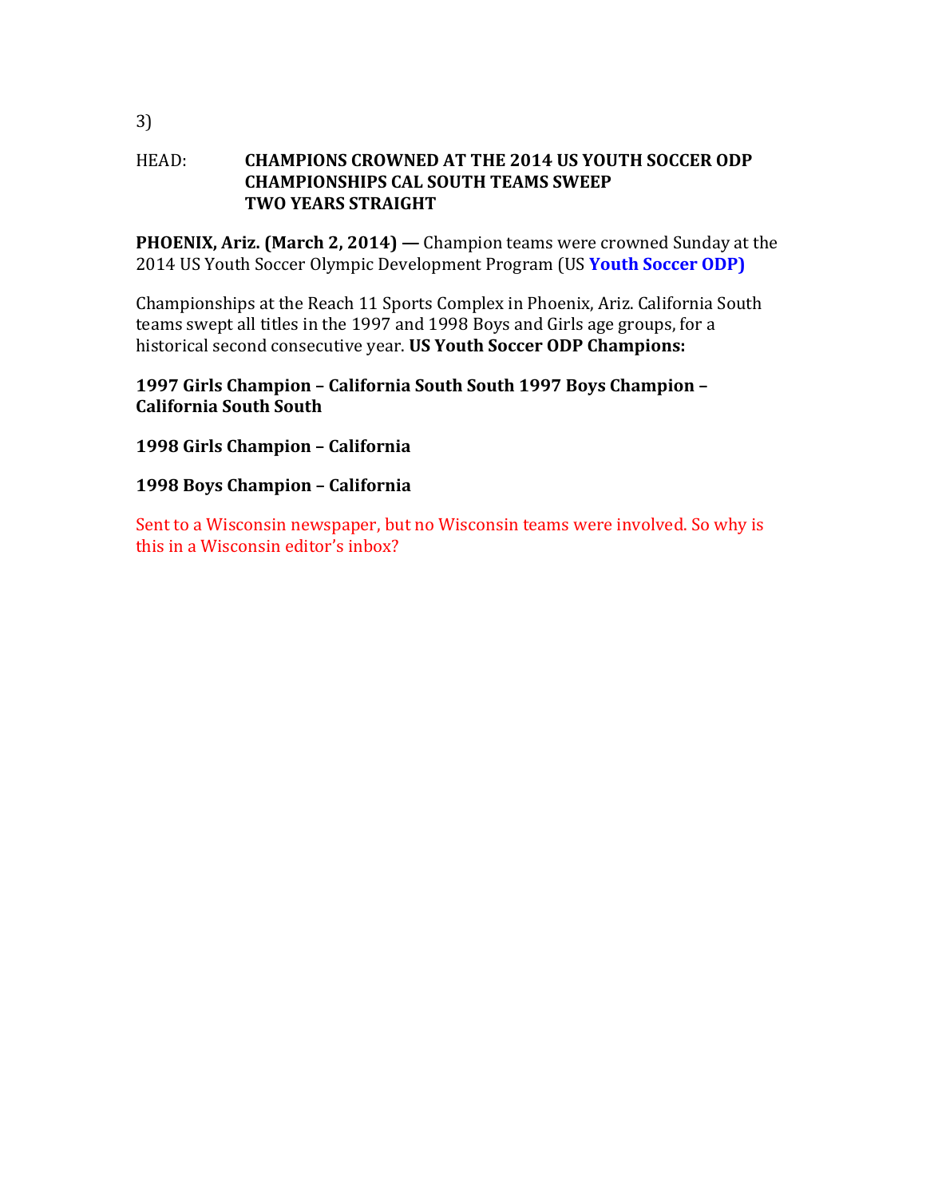3)

HEAD: **CHAMPIONS CROWNED AT THE 2014 US YOUTH SOCCER ODP CHAMPIONSHIPS CAL SOUTH TEAMS SWEEP TWO YEARS STRAIGHT**

**PHOENIX, Ariz. (March 2, 2014) —** Champion teams were crowned Sunday at the 2014 US Youth Soccer Olympic Development Program (US **Youth Soccer ODP)**

Championships at the Reach 11 Sports Complex in Phoenix, Ariz. California South teams swept all titles in the 1997 and 1998 Boys and Girls age groups, for a historical second consecutive year. **US Youth Soccer ODP Champions:**

**1997 Girls Champion – California South South 1997 Boys Champion – California South South**

**1998 Girls Champion – California**

**1998 Boys Champion – California**

Sent to a Wisconsin newspaper, but no Wisconsin teams were involved. So why is this in a Wisconsin editor's inbox?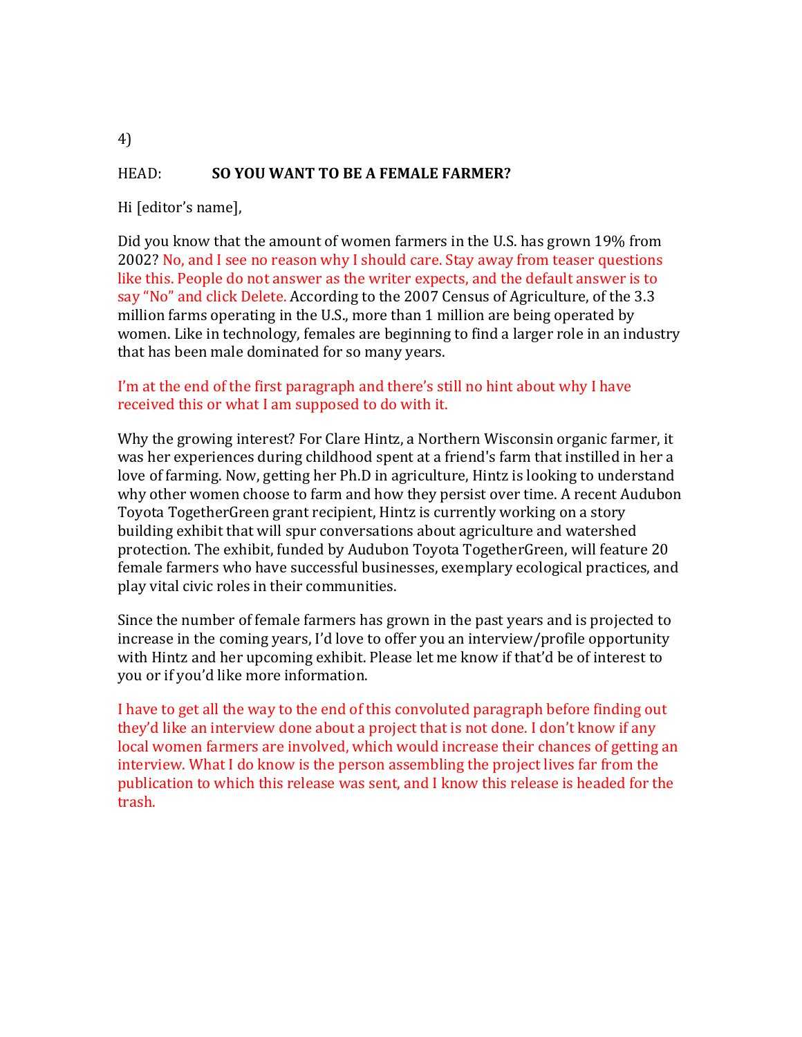4)

HEAD: **SO YOU WANT TO BE A FEMALE FARMER?**

Hi [editor's name],

Did you know that the amount of women farmers in the U.S. has grown 19% from 2002? No, and I see no reason why I should care. Stay away from teaser questions like this. People do not answer as the writer expects, and the default answer is to say "No" and click Delete. According to the 2007 Census of Agriculture, of the 3.3 million farms operating in the U.S., more than 1 million are being operated by women. Like in technology, females are beginning to find a larger role in an industry that has been male dominated for so many years.

I'm at the end of the first paragraph and there's still no hint about why I have received this or what I am supposed to do with it.

Why the growing interest? For Clare Hintz, a Northern Wisconsin organic farmer, it was her experiences during childhood spent at a friend's farm that instilled in her a love of farming. Now, getting her Ph.D in agriculture, Hintz is looking to understand why other women choose to farm and how they persist over time. A recent Audubon Toyota TogetherGreen grant recipient, Hintz is currently working on a story building exhibit that will spur conversations about agriculture and watershed protection. The exhibit, funded by Audubon Toyota TogetherGreen, will feature 20 female farmers who have successful businesses, exemplary ecological practices, and play vital civic roles in their communities.

Since the number of female farmers has grown in the past years and is projected to increase in the coming years, I'd love to offer you an interview/profile opportunity with Hintz and her upcoming exhibit. Please let me know if that'd be of interest to you or if you'd like more information.

I have to get all the way to the end of this convoluted paragraph before finding out they'd like an interview done about a project that is not done. I don't know if any local women farmers are involved, which would increase their chances of getting an interview. What I do know is the person assembling the project lives far from the publication to which this release was sent, and I know this release is headed for the trash.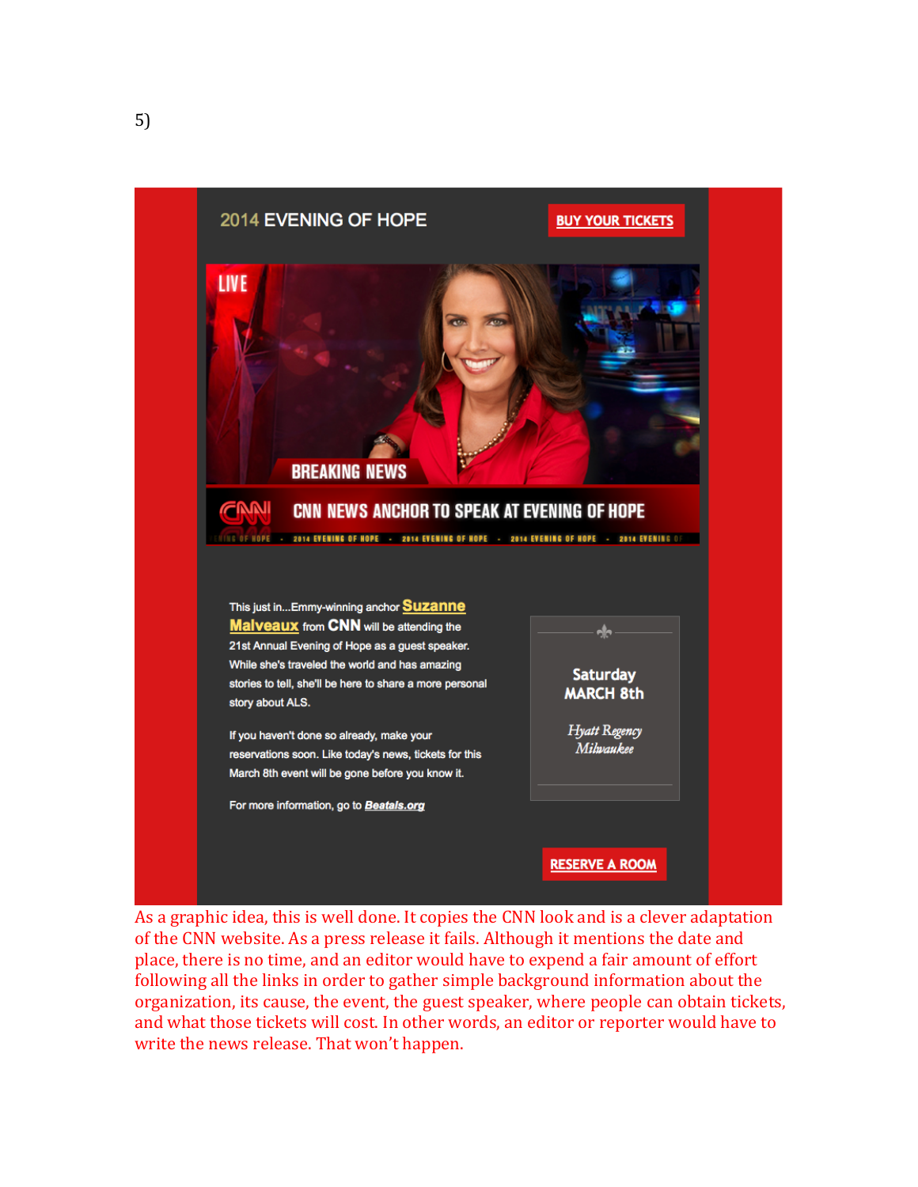5)

2014 EVENING OF HOPE

BUY YOUR TICKETS

LIVE

BREAKING NEWS

CNN NEWS ANCHOR TO SPEAK AT EVENING OF HOPE

This just in...Emmy-winning anchor **Suzanne Malveaux** from **CNN** will be attending the 21st Annual Evening of Hope as a guest speaker. While she's traveled the world and has amazing stories to tell, she'll be here to share a more personal story about ALS.

If you haven't done so already, make your reservations soon. Like today's news, tickets for this March 8th event will be gone before you know it.

For more information, go to ***Beatals.org***

**Saturday MARCH 8th**

*Hyatt Regency Milwaukee*

RESERVE A ROOM

As a graphic idea, this is well done. It copies the CNN look and is a clever adaptation of the CNN website. As a press release it fails. Although it mentions the date and place, there is no time, and an editor would have to expend a fair amount of effort following all the links in order to gather simple background information about the organization, its cause, the event, the guest speaker, where people can obtain tickets, and what those tickets will cost. In other words, an editor or reporter would have to write the news release. That won't happen.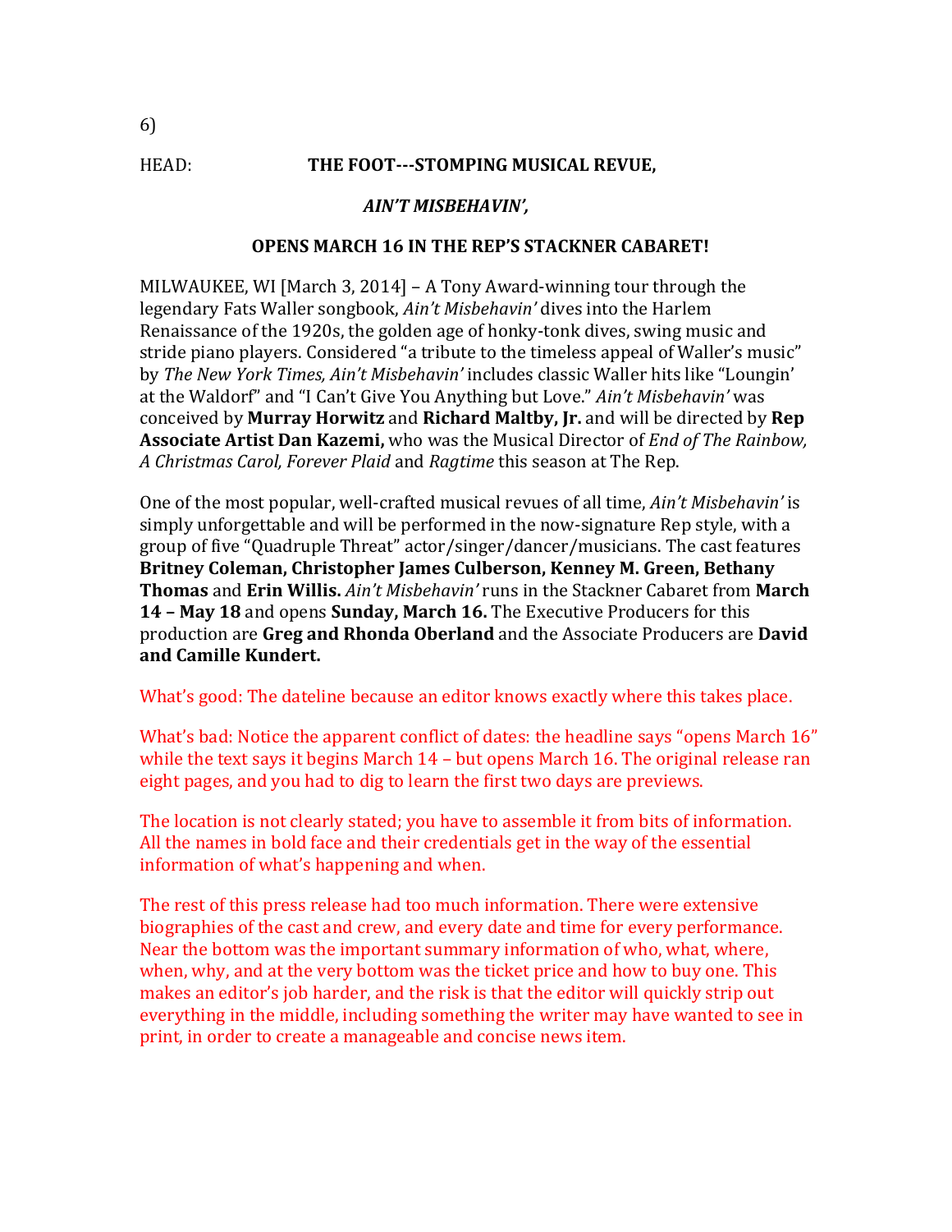6)

HEAD: **THE FOOT---STOMPING MUSICAL REVUE,**

***AIN'T MISBEHAVIN',***

**OPENS MARCH 16 IN THE REP'S STACKNER CABARET!**

MILWAUKEE, WI [March 3, 2014] – A Tony Award-winning tour through the legendary Fats Waller songbook, *Ain't Misbehavin'* dives into the Harlem Renaissance of the 1920s, the golden age of honky-tonk dives, swing music and stride piano players. Considered "a tribute to the timeless appeal of Waller's music" by *The New York Times, Ain't Misbehavin'* includes classic Waller hits like "Loungin' at the Waldorf" and "I Can't Give You Anything but Love." *Ain't Misbehavin'* was conceived by **Murray Horwitz** and **Richard Maltby, Jr.** and will be directed by **Rep Associate Artist Dan Kazemi,** who was the Musical Director of *End of The Rainbow, A Christmas Carol, Forever Plaid* and *Ragtime* this season at The Rep.

One of the most popular, well-crafted musical revues of all time, *Ain't Misbehavin'* is simply unforgettable and will be performed in the now-signature Rep style, with a group of five "Quadruple Threat" actor/singer/dancer/musicians. The cast features **Britney Coleman, Christopher James Culberson, Kenney M. Green, Bethany Thomas** and **Erin Willis.** *Ain't Misbehavin'* runs in the Stackner Cabaret from **March 14 – May 18** and opens **Sunday, March 16.** The Executive Producers for this production are **Greg and Rhonda Oberland** and the Associate Producers are **David and Camille Kundert.**

What's good: The dateline because an editor knows exactly where this takes place.

What's bad: Notice the apparent conflict of dates: the headline says "opens March 16" while the text says it begins March 14 – but opens March 16. The original release ran eight pages, and you had to dig to learn the first two days are previews.

The location is not clearly stated; you have to assemble it from bits of information. All the names in bold face and their credentials get in the way of the essential information of what's happening and when.

The rest of this press release had too much information. There were extensive biographies of the cast and crew, and every date and time for every performance. Near the bottom was the important summary information of who, what, where, when, why, and at the very bottom was the ticket price and how to buy one. This makes an editor's job harder, and the risk is that the editor will quickly strip out everything in the middle, including something the writer may have wanted to see in print, in order to create a manageable and concise news item.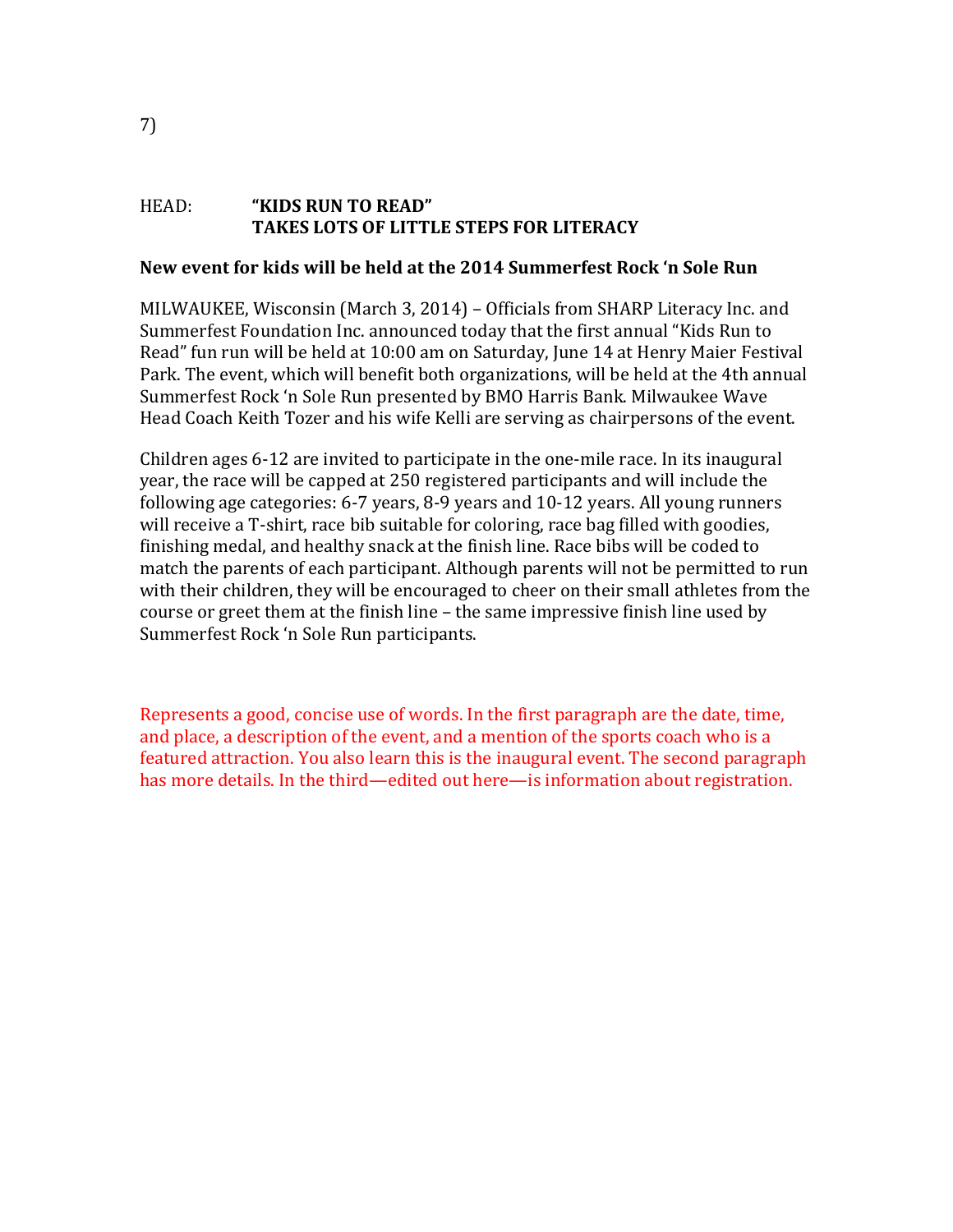7)

HEAD: **"KIDS RUN TO READ"**
**TAKES LOTS OF LITTLE STEPS FOR LITERACY**

**New event for kids will be held at the 2014 Summerfest Rock 'n Sole Run**

MILWAUKEE, Wisconsin (March 3, 2014) – Officials from SHARP Literacy Inc. and Summerfest Foundation Inc. announced today that the first annual "Kids Run to Read" fun run will be held at 10:00 am on Saturday, June 14 at Henry Maier Festival Park. The event, which will benefit both organizations, will be held at the 4th annual Summerfest Rock 'n Sole Run presented by BMO Harris Bank. Milwaukee Wave Head Coach Keith Tozer and his wife Kelli are serving as chairpersons of the event.

Children ages 6-12 are invited to participate in the one-mile race. In its inaugural year, the race will be capped at 250 registered participants and will include the following age categories: 6-7 years, 8-9 years and 10-12 years. All young runners will receive a T-shirt, race bib suitable for coloring, race bag filled with goodies, finishing medal, and healthy snack at the finish line. Race bibs will be coded to match the parents of each participant. Although parents will not be permitted to run with their children, they will be encouraged to cheer on their small athletes from the course or greet them at the finish line – the same impressive finish line used by Summerfest Rock 'n Sole Run participants.

Represents a good, concise use of words. In the first paragraph are the date, time, and place, a description of the event, and a mention of the sports coach who is a featured attraction. You also learn this is the inaugural event. The second paragraph has more details. In the third—edited out here—is information about registration.